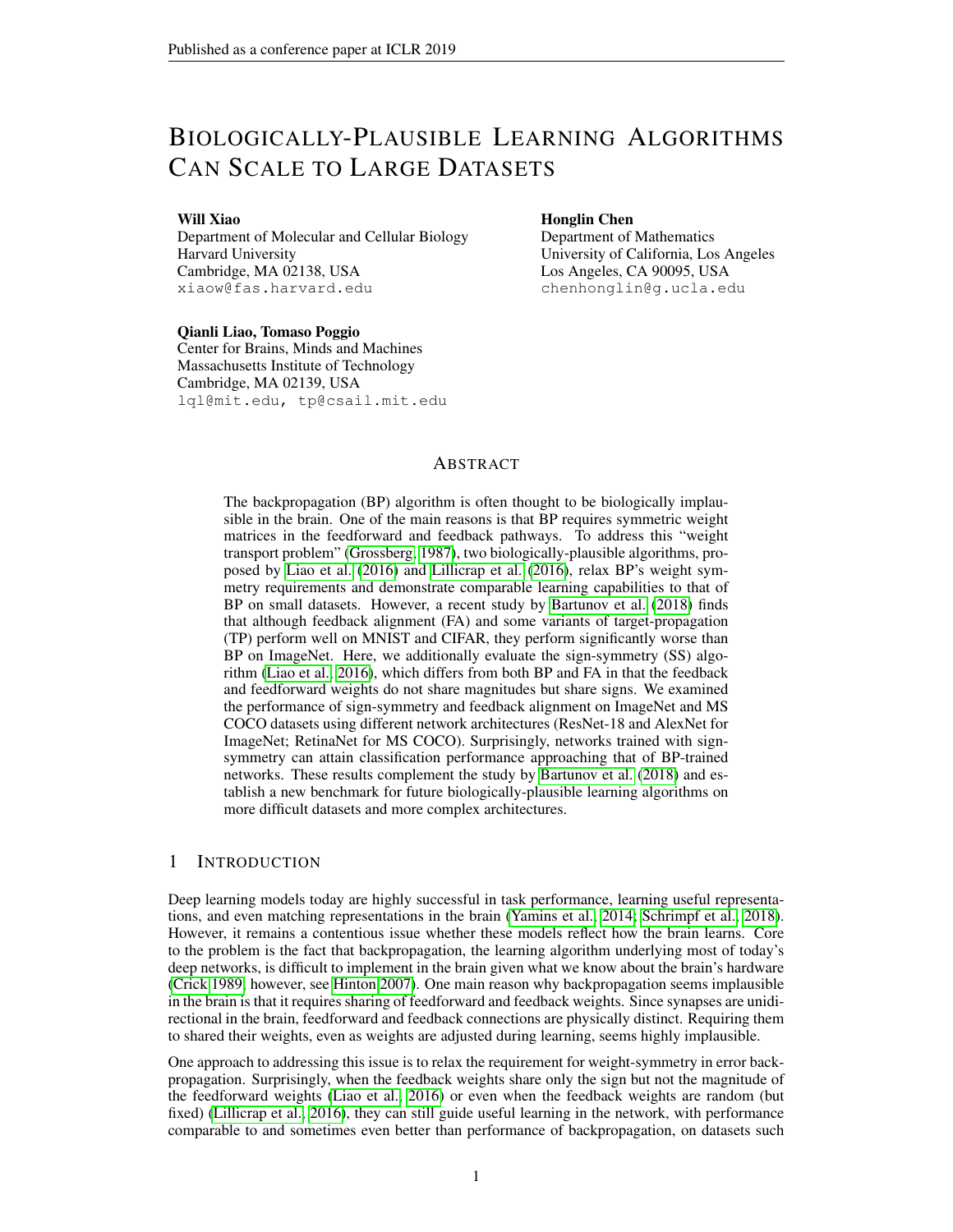# BIOLOGICALLY-PLAUSIBLE LEARNING ALGORITHMS CAN SCALE TO LARGE DATASETS

**Will Xiao**
Department of Molecular and Cellular Biology
Harvard University
Cambridge, MA 02138, USA
xiaow@fas.harvard.edu

**Honglin Chen**
Department of Mathematics
University of California, Los Angeles
Los Angeles, CA 90095, USA
chenhonglin@g.ucla.edu

**Qianli Liao, Tomaso Poggio**
Center for Brains, Minds and Machines
Massachusetts Institute of Technology
Cambridge, MA 02139, USA
lql@mit.edu, tp@csail.mit.edu

## ABSTRACT

The backpropagation (BP) algorithm is often thought to be biologically implausible in the brain. One of the main reasons is that BP requires symmetric weight matrices in the feedforward and feedback pathways. To address this "weight transport problem" (Grossberg, 1987), two biologically-plausible algorithms, proposed by Liao et al. (2016) and Lillicrap et al. (2016), relax BP's weight symmetry requirements and demonstrate comparable learning capabilities to that of BP on small datasets. However, a recent study by Bartunov et al. (2018) finds that although feedback alignment (FA) and some variants of target-propagation (TP) perform well on MNIST and CIFAR, they perform significantly worse than BP on ImageNet. Here, we additionally evaluate the sign-symmetry (SS) algorithm (Liao et al., 2016), which differs from both BP and FA in that the feedback and feedforward weights do not share magnitudes but share signs. We examined the performance of sign-symmetry and feedback alignment on ImageNet and MS COCO datasets using different network architectures (ResNet-18 and AlexNet for ImageNet; RetinaNet for MS COCO). Surprisingly, networks trained with sign-symmetry can attain classification performance approaching that of BP-trained networks. These results complement the study by Bartunov et al. (2018) and establish a new benchmark for future biologically-plausible learning algorithms on more difficult datasets and more complex architectures.

## 1 INTRODUCTION

Deep learning models today are highly successful in task performance, learning useful representations, and even matching representations in the brain (Yamins et al., 2014; Schrimpf et al., 2018). However, it remains a contentious issue whether these models reflect how the brain learns. Core to the problem is the fact that backpropagation, the learning algorithm underlying most of today's deep networks, is difficult to implement in the brain given what we know about the brain's hardware (Crick 1989; however, see Hinton 2007). One main reason why backpropagation seems implausible in the brain is that it requires sharing of feedforward and feedback weights. Since synapses are unidirectional in the brain, feedforward and feedback connections are physically distinct. Requiring them to shared their weights, even as weights are adjusted during learning, seems highly implausible.

One approach to addressing this issue is to relax the requirement for weight-symmetry in error backpropagation. Surprisingly, when the feedback weights share only the sign but not the magnitude of the feedforward weights (Liao et al., 2016) or even when the feedback weights are random (but fixed) (Lillicrap et al., 2016), they can still guide useful learning in the network, with performance comparable to and sometimes even better than performance of backpropagation, on datasets such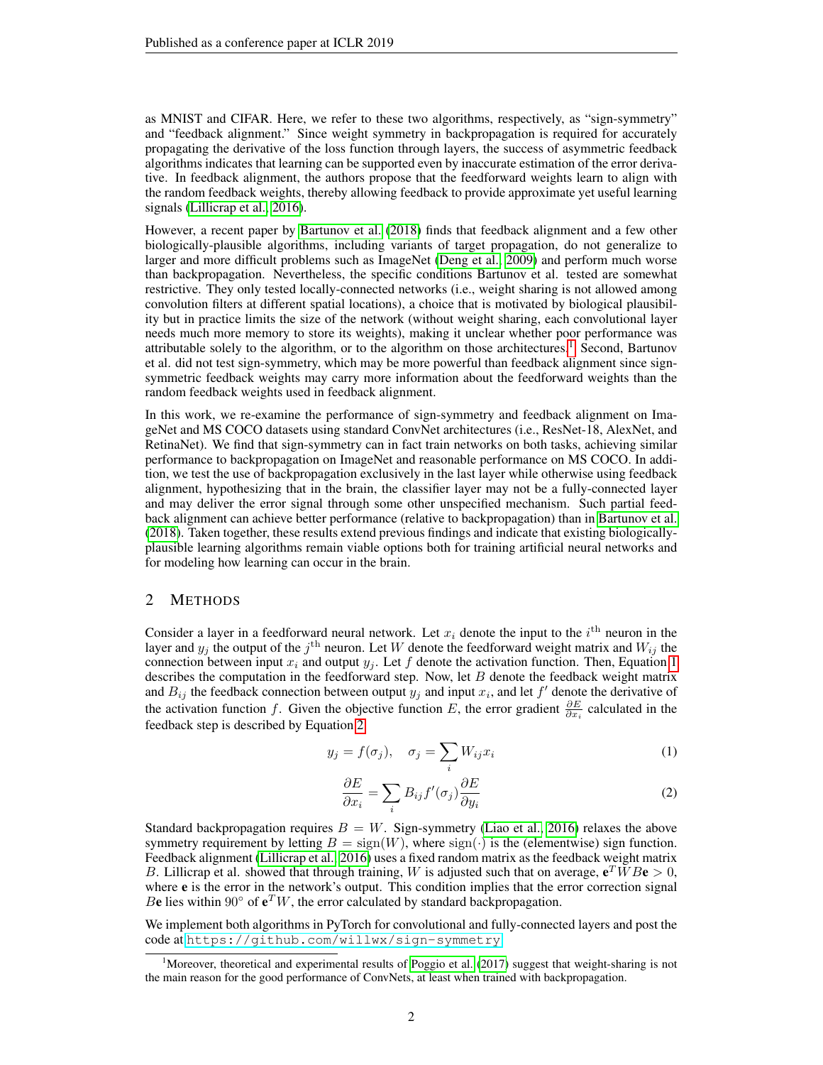as MNIST and CIFAR. Here, we refer to these two algorithms, respectively, as "sign-symmetry" and "feedback alignment." Since weight symmetry in backpropagation is required for accurately propagating the derivative of the loss function through layers, the success of asymmetric feedback algorithms indicates that learning can be supported even by inaccurate estimation of the error derivative. In feedback alignment, the authors propose that the feedforward weights learn to align with the random feedback weights, thereby allowing feedback to provide approximate yet useful learning signals (Lillicrap et al., 2016).

However, a recent paper by Bartunov et al. (2018) finds that feedback alignment and a few other biologically-plausible algorithms, including variants of target propagation, do not generalize to larger and more difficult problems such as ImageNet (Deng et al., 2009) and perform much worse than backpropagation. Nevertheless, the specific conditions Bartunov et al. tested are somewhat restrictive. They only tested locally-connected networks (i.e., weight sharing is not allowed among convolution filters at different spatial locations), a choice that is motivated by biological plausibility but in practice limits the size of the network (without weight sharing, each convolutional layer needs much more memory to store its weights), making it unclear whether poor performance was attributable solely to the algorithm, or to the algorithm on those architectures.[1] Second, Bartunov et al. did not test sign-symmetry, which may be more powerful than feedback alignment since sign-symmetric feedback weights may carry more information about the feedforward weights than the random feedback weights used in feedback alignment.

In this work, we re-examine the performance of sign-symmetry and feedback alignment on ImageNet and MS COCO datasets using standard ConvNet architectures (i.e., ResNet-18, AlexNet, and RetinaNet). We find that sign-symmetry can in fact train networks on both tasks, achieving similar performance to backpropagation on ImageNet and reasonable performance on MS COCO. In addition, we test the use of backpropagation exclusively in the last layer while otherwise using feedback alignment, hypothesizing that in the brain, the classifier layer may not be a fully-connected layer and may deliver the error signal through some other unspecified mechanism. Such partial feedback alignment can achieve better performance (relative to backpropagation) than in Bartunov et al. (2018). Taken together, these results extend previous findings and indicate that existing biologically-plausible learning algorithms remain viable options both for training artificial neural networks and for modeling how learning can occur in the brain.

## 2 Methods

Consider a layer in a feedforward neural network. Let $x_i$ denote the input to the $i^{\text{th}}$ neuron in the layer and $y_j$ the output of the $j^{\text{th}}$ neuron. Let $W$ denote the feedforward weight matrix and $W_{ij}$ the connection between input $x_i$ and output $y_j$. Let $f$ denote the activation function. Then, Equation 1 describes the computation in the feedforward step. Now, let $B$ denote the feedback weight matrix and $B_{ij}$ the feedback connection between output $y_j$ and input $x_i$, and let $f'$ denote the derivative of the activation function $f$. Given the objective function $E$, the error gradient $\frac{\partial E}{\partial x_i}$ calculated in the feedback step is described by Equation 2.

$$y_j = f(\sigma_j), \quad \sigma_j = \sum_i W_{ij} x_i \tag{1}$$

$$\frac{\partial E}{\partial x_i} = \sum_i B_{ij} f'(\sigma_j) \frac{\partial E}{\partial y_i} \tag{2}$$

Standard backpropagation requires $B = W$. Sign-symmetry (Liao et al., 2016) relaxes the above symmetry requirement by letting $B = \text{sign}(W)$, where $\text{sign}(\cdot)$ is the (elementwise) sign function. Feedback alignment (Lillicrap et al., 2016) uses a fixed random matrix as the feedback weight matrix $B$. Lillicrap et al. showed that through training, $W$ is adjusted such that on average, $\mathbf{e}^T W B \mathbf{e} > 0$, where $\mathbf{e}$ is the error in the network's output. This condition implies that the error correction signal $B\mathbf{e}$ lies within $90^\circ$ of $\mathbf{e}^T W$, the error calculated by standard backpropagation.

We implement both algorithms in PyTorch for convolutional and fully-connected layers and post the code at https://github.com/willwx/sign-symmetry.

[1] Moreover, theoretical and experimental results of Poggio et al. (2017) suggest that weight-sharing is not the main reason for the good performance of ConvNets, at least when trained with backpropagation.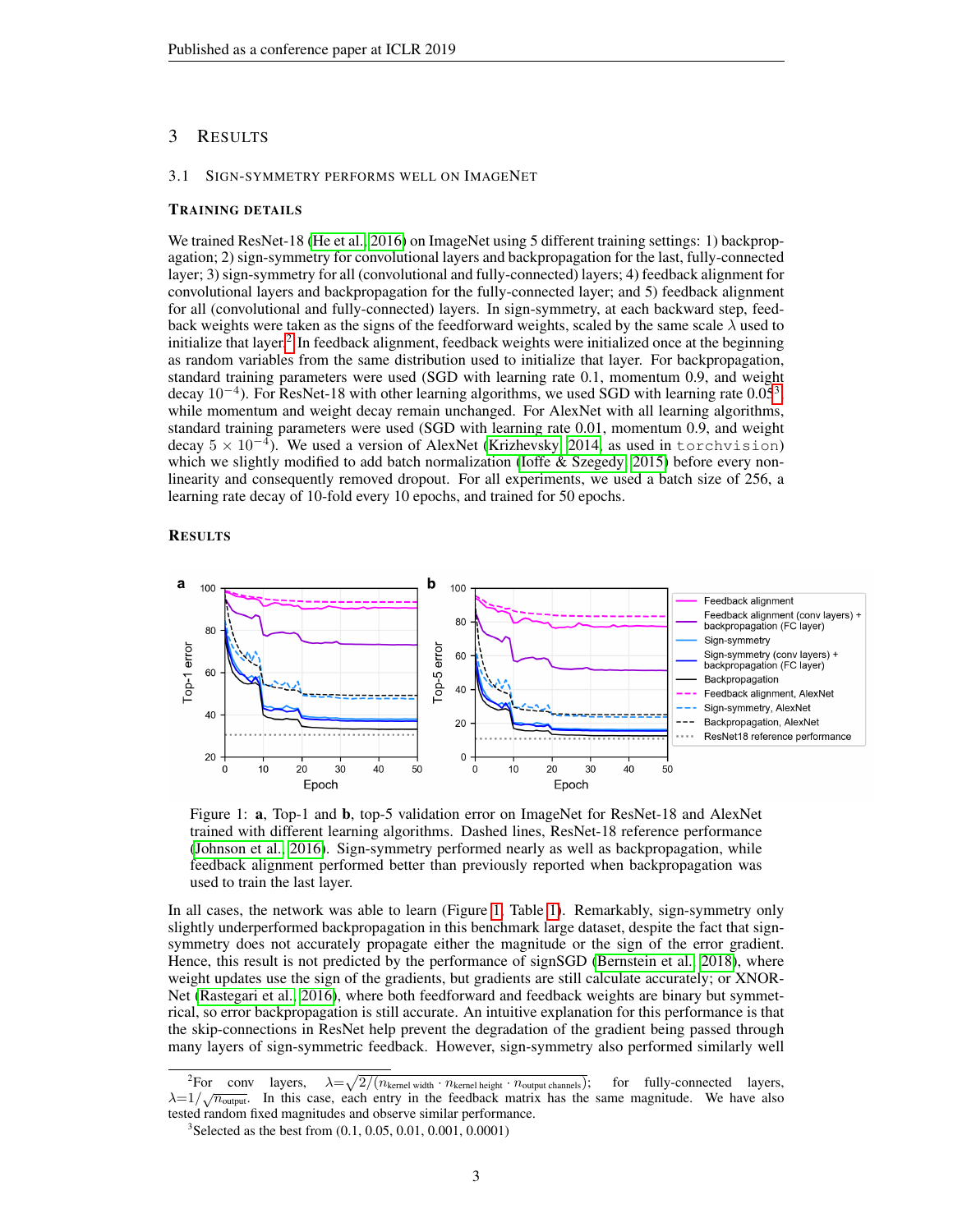## 3 RESULTS

### 3.1 SIGN-SYMMETRY PERFORMS WELL ON IMAGENET

#### TRAINING DETAILS

We trained ResNet-18 (He et al., 2016) on ImageNet using 5 different training settings: 1) backpropagation; 2) sign-symmetry for convolutional layers and backpropagation for the last, fully-connected layer; 3) sign-symmetry for all (convolutional and fully-connected) layers; 4) feedback alignment for convolutional layers and backpropagation for the fully-connected layer; and 5) feedback alignment for all (convolutional and fully-connected) layers. In sign-symmetry, at each backward step, feedback weights were taken as the signs of the feedforward weights, scaled by the same scale $\lambda$ used to initialize that layer.[2] In feedback alignment, feedback weights were initialized once at the beginning as random variables from the same distribution used to initialize that layer. For backpropagation, standard training parameters were used (SGD with learning rate 0.1, momentum 0.9, and weight decay $10^{-4}$). For ResNet-18 with other learning algorithms, we used SGD with learning rate 0.05[3], while momentum and weight decay remain unchanged. For AlexNet with all learning algorithms, standard training parameters were used (SGD with learning rate 0.01, momentum 0.9, and weight decay $5 \times 10^{-4}$). We used a version of AlexNet (Krizhevsky, 2014, as used in `torchvision`) which we slightly modified to add batch normalization (Ioffe & Szegedy, 2015) before every nonlinearity and consequently removed dropout. For all experiments, we used a batch size of 256, a learning rate decay of 10-fold every 10 epochs, and trained for 50 epochs.

#### RESULTS

Figure 1: **a**, Top-1 and **b**, top-5 validation error on ImageNet for ResNet-18 and AlexNet trained with different learning algorithms. Dashed lines, ResNet-18 reference performance (Johnson et al., 2016). Sign-symmetry performed nearly as well as backpropagation, while feedback alignment performed better than previously reported when backpropagation was used to train the last layer.

In all cases, the network was able to learn (Figure 1, Table 1). Remarkably, sign-symmetry only slightly underperformed backpropagation in this benchmark large dataset, despite the fact that sign-symmetry does not accurately propagate either the magnitude or the sign of the error gradient. Hence, this result is not predicted by the performance of signSGD (Bernstein et al., 2018), where weight updates use the sign of the gradients, but gradients are still calculate accurately; or XNOR-Net (Rastegari et al., 2016), where both feedforward and feedback weights are binary but symmetrical, so error backpropagation is still accurate. An intuitive explanation for this performance is that the skip-connections in ResNet help prevent the degradation of the gradient being passed through many layers of sign-symmetric feedback. However, sign-symmetry also performed similarly well

---

[2] For conv layers, $\lambda = \sqrt{2/(n_{\text{kernel width}} \cdot n_{\text{kernel height}} \cdot n_{\text{output channels}})}$; for fully-connected layers, $\lambda = 1/\sqrt{n_{\text{output}}}$. In this case, each entry in the feedback matrix has the same magnitude. We have also tested random fixed magnitudes and observe similar performance.

[3] Selected as the best from (0.1, 0.05, 0.01, 0.001, 0.0001)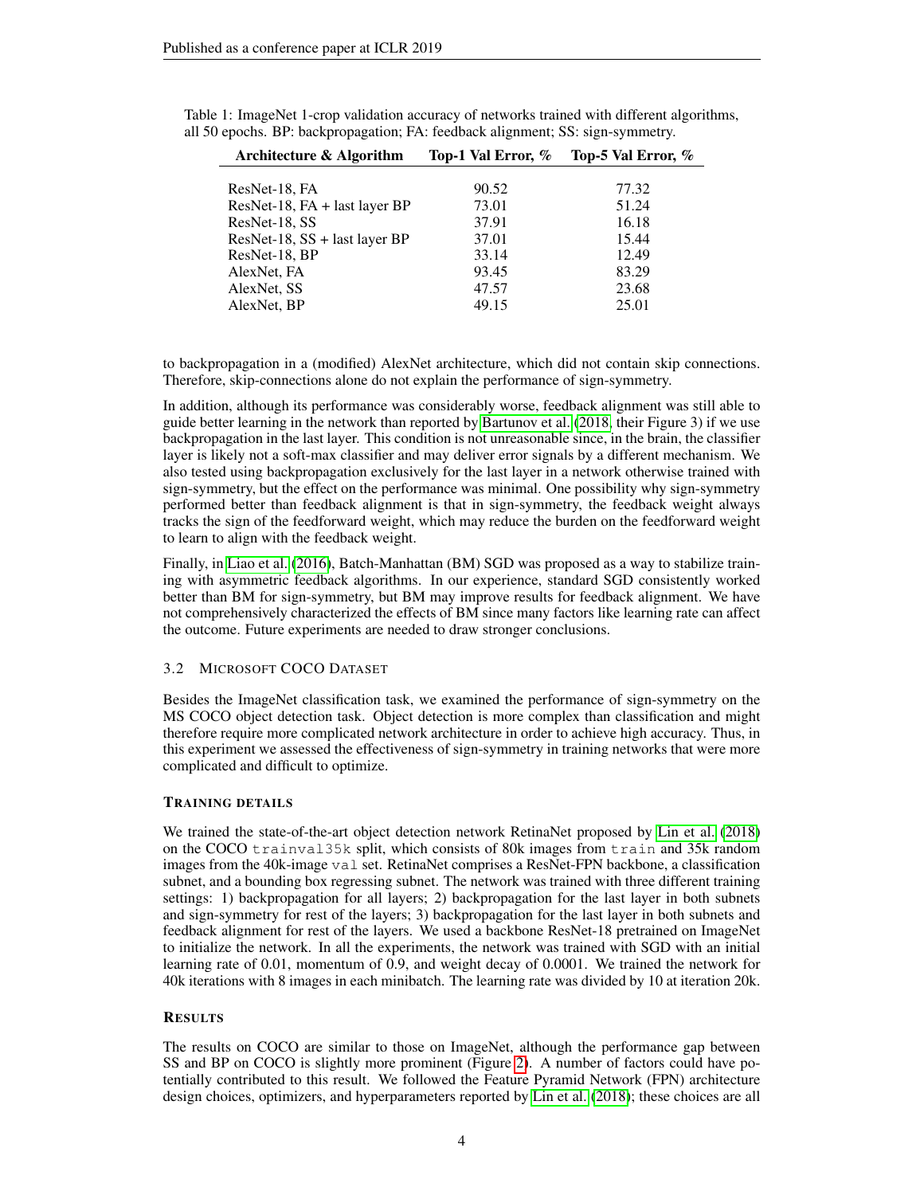Table 1: ImageNet 1-crop validation accuracy of networks trained with different algorithms, all 50 epochs. BP: backpropagation; FA: feedback alignment; SS: sign-symmetry.

| Architecture & Algorithm | Top-1 Val Error, % | Top-5 Val Error, % |
|---|---|---|
| ResNet-18, FA | 90.52 | 77.32 |
| ResNet-18, FA + last layer BP | 73.01 | 51.24 |
| ResNet-18, SS | 37.91 | 16.18 |
| ResNet-18, SS + last layer BP | 37.01 | 15.44 |
| ResNet-18, BP | 33.14 | 12.49 |
| AlexNet, FA | 93.45 | 83.29 |
| AlexNet, SS | 47.57 | 23.68 |
| AlexNet, BP | 49.15 | 25.01 |

to backpropagation in a (modified) AlexNet architecture, which did not contain skip connections. Therefore, skip-connections alone do not explain the performance of sign-symmetry.

In addition, although its performance was considerably worse, feedback alignment was still able to guide better learning in the network than reported by Bartunov et al. (2018, their Figure 3) if we use backpropagation in the last layer. This condition is not unreasonable since, in the brain, the classifier layer is likely not a soft-max classifier and may deliver error signals by a different mechanism. We also tested using backpropagation exclusively for the last layer in a network otherwise trained with sign-symmetry, but the effect on the performance was minimal. One possibility why sign-symmetry performed better than feedback alignment is that in sign-symmetry, the feedback weight always tracks the sign of the feedforward weight, which may reduce the burden on the feedforward weight to learn to align with the feedback weight.

Finally, in Liao et al. (2016), Batch-Manhattan (BM) SGD was proposed as a way to stabilize training with asymmetric feedback algorithms. In our experience, standard SGD consistently worked better than BM for sign-symmetry, but BM may improve results for feedback alignment. We have not comprehensively characterized the effects of BM since many factors like learning rate can affect the outcome. Future experiments are needed to draw stronger conclusions.

### 3.2 Microsoft COCO Dataset

Besides the ImageNet classification task, we examined the performance of sign-symmetry on the MS COCO object detection task. Object detection is more complex than classification and might therefore require more complicated network architecture in order to achieve high accuracy. Thus, in this experiment we assessed the effectiveness of sign-symmetry in training networks that were more complicated and difficult to optimize.

#### Training details

We trained the state-of-the-art object detection network RetinaNet proposed by Lin et al. (2018) on the COCO `trainval35k` split, which consists of 80k images from `train` and 35k random images from the 40k-image `val` set. RetinaNet comprises a ResNet-FPN backbone, a classification subnet, and a bounding box regressing subnet. The network was trained with three different training settings: 1) backpropagation for all layers; 2) backpropagation for the last layer in both subnets and sign-symmetry for rest of the layers; 3) backpropagation for the last layer in both subnets and feedback alignment for rest of the layers. We used a backbone ResNet-18 pretrained on ImageNet to initialize the network. In all the experiments, the network was trained with SGD with an initial learning rate of 0.01, momentum of 0.9, and weight decay of 0.0001. We trained the network for 40k iterations with 8 images in each minibatch. The learning rate was divided by 10 at iteration 20k.

#### Results

The results on COCO are similar to those on ImageNet, although the performance gap between SS and BP on COCO is slightly more prominent (Figure 2). A number of factors could have potentially contributed to this result. We followed the Feature Pyramid Network (FPN) architecture design choices, optimizers, and hyperparameters reported by Lin et al. (2018); these choices are all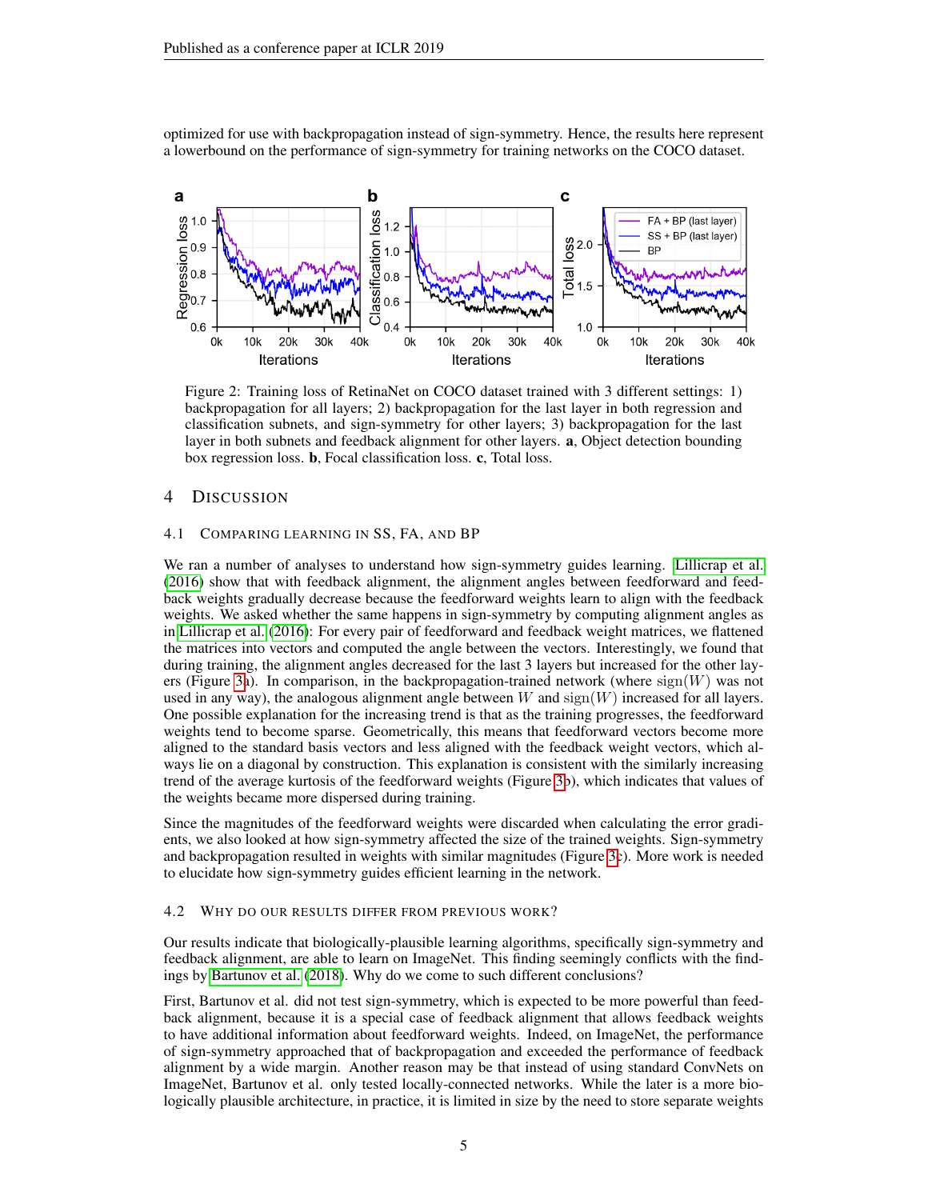optimized for use with backpropagation instead of sign-symmetry. Hence, the results here represent a lowerbound on the performance of sign-symmetry for training networks on the COCO dataset.

Figure 2: Training loss of RetinaNet on COCO dataset trained with 3 different settings: 1) backpropagation for all layers; 2) backpropagation for the last layer in both regression and classification subnets, and sign-symmetry for other layers; 3) backpropagation for the last layer in both subnets and feedback alignment for other layers. **a**, Object detection bounding box regression loss. **b**, Focal classification loss. **c**, Total loss.

## 4 Discussion

### 4.1 Comparing learning in SS, FA, and BP

We ran a number of analyses to understand how sign-symmetry guides learning. Lillicrap et al. (2016) show that with feedback alignment, the alignment angles between feedforward and feedback weights gradually decrease because the feedforward weights learn to align with the feedback weights. We asked whether the same happens in sign-symmetry by computing alignment angles as in Lillicrap et al. (2016): For every pair of feedforward and feedback weight matrices, we flattened the matrices into vectors and computed the angle between the vectors. Interestingly, we found that during training, the alignment angles decreased for the last 3 layers but increased for the other layers (Figure 3a). In comparison, in the backpropagation-trained network (where $\text{sign}(W)$ was not used in any way), the analogous alignment angle between $W$ and $\text{sign}(W)$ increased for all layers. One possible explanation for the increasing trend is that as the training progresses, the feedforward weights tend to become sparse. Geometrically, this means that feedforward vectors become more aligned to the standard basis vectors and less aligned with the feedback weight vectors, which always lie on a diagonal by construction. This explanation is consistent with the similarly increasing trend of the average kurtosis of the feedforward weights (Figure 3b), which indicates that values of the weights became more dispersed during training.

Since the magnitudes of the feedforward weights were discarded when calculating the error gradients, we also looked at how sign-symmetry affected the size of the trained weights. Sign-symmetry and backpropagation resulted in weights with similar magnitudes (Figure 3c). More work is needed to elucidate how sign-symmetry guides efficient learning in the network.

### 4.2 Why do our results differ from previous work?

Our results indicate that biologically-plausible learning algorithms, specifically sign-symmetry and feedback alignment, are able to learn on ImageNet. This finding seemingly conflicts with the findings by Bartunov et al. (2018). Why do we come to such different conclusions?

First, Bartunov et al. did not test sign-symmetry, which is expected to be more powerful than feedback alignment, because it is a special case of feedback alignment that allows feedback weights to have additional information about feedforward weights. Indeed, on ImageNet, the performance of sign-symmetry approached that of backpropagation and exceeded the performance of feedback alignment by a wide margin. Another reason may be that instead of using standard ConvNets on ImageNet, Bartunov et al. only tested locally-connected networks. While the later is a more biologically plausible architecture, in practice, it is limited in size by the need to store separate weights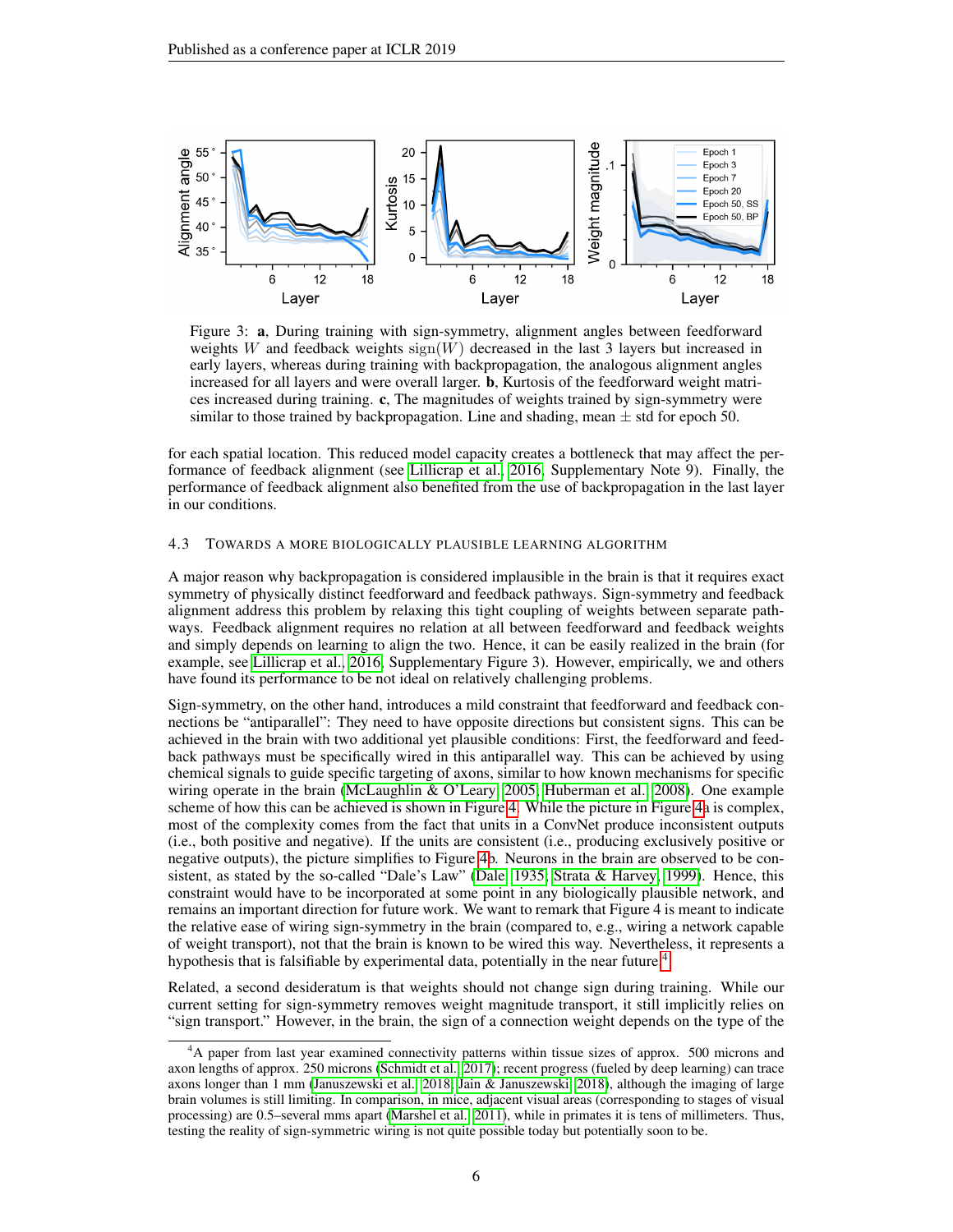Figure 3: **a**, During training with sign-symmetry, alignment angles between feedforward weights $W$ and feedback weights $\text{sign}(W)$ decreased in the last 3 layers but increased in early layers, whereas during training with backpropagation, the analogous alignment angles increased for all layers and were overall larger. **b**, Kurtosis of the feedforward weight matrices increased during training. **c**, The magnitudes of weights trained by sign-symmetry were similar to those trained by backpropagation. Line and shading, mean ± std for epoch 50.

for each spatial location. This reduced model capacity creates a bottleneck that may affect the performance of feedback alignment (see Lillicrap et al., 2016, Supplementary Note 9). Finally, the performance of feedback alignment also benefited from the use of backpropagation in the last layer in our conditions.

### 4.3 Towards a more biologically plausible learning algorithm

A major reason why backpropagation is considered implausible in the brain is that it requires exact symmetry of physically distinct feedforward and feedback pathways. Sign-symmetry and feedback alignment address this problem by relaxing this tight coupling of weights between separate pathways. Feedback alignment requires no relation at all between feedforward and feedback weights and simply depends on learning to align the two. Hence, it can be easily realized in the brain (for example, see Lillicrap et al., 2016, Supplementary Figure 3). However, empirically, we and others have found its performance to be not ideal on relatively challenging problems.

Sign-symmetry, on the other hand, introduces a mild constraint that feedforward and feedback connections be "antiparallel": They need to have opposite directions but consistent signs. This can be achieved in the brain with two additional yet plausible conditions: First, the feedforward and feedback pathways must be specifically wired in this antiparallel way. This can be achieved by using chemical signals to guide specific targeting of axons, similar to how known mechanisms for specific wiring operate in the brain (McLaughlin & O'Leary, 2005; Huberman et al., 2008). One example scheme of how this can be achieved is shown in Figure 4. While the picture in Figure 4a is complex, most of the complexity comes from the fact that units in a ConvNet produce inconsistent outputs (i.e., both positive and negative). If the units are consistent (i.e., producing exclusively positive or negative outputs), the picture simplifies to Figure 4b. Neurons in the brain are observed to be consistent, as stated by the so-called "Dale's Law" (Dale, 1935; Strata & Harvey, 1999). Hence, this constraint would have to be incorporated at some point in any biologically plausible network, and remains an important direction for future work. We want to remark that Figure 4 is meant to indicate the relative ease of wiring sign-symmetry in the brain (compared to, e.g., wiring a network capable of weight transport), not that the brain is known to be wired this way. Nevertheless, it represents a hypothesis that is falsifiable by experimental data, potentially in the near future.[4]

Related, a second desideratum is that weights should not change sign during training. While our current setting for sign-symmetry removes weight magnitude transport, it still implicitly relies on "sign transport." However, in the brain, the sign of a connection weight depends on the type of the

[4] A paper from last year examined connectivity patterns within tissue sizes of approx. 500 microns and axon lengths of approx. 250 microns (Schmidt et al., 2017); recent progress (fueled by deep learning) can trace axons longer than 1 mm (Januszewski et al., 2018; Jain & Januszewski, 2018), although the imaging of large brain volumes is still limiting. In comparison, in mice, adjacent visual areas (corresponding to stages of visual processing) are 0.5–several mms apart (Marshel et al., 2011), while in primates it is tens of millimeters. Thus, testing the reality of sign-symmetric wiring is not quite possible today but potentially soon to be.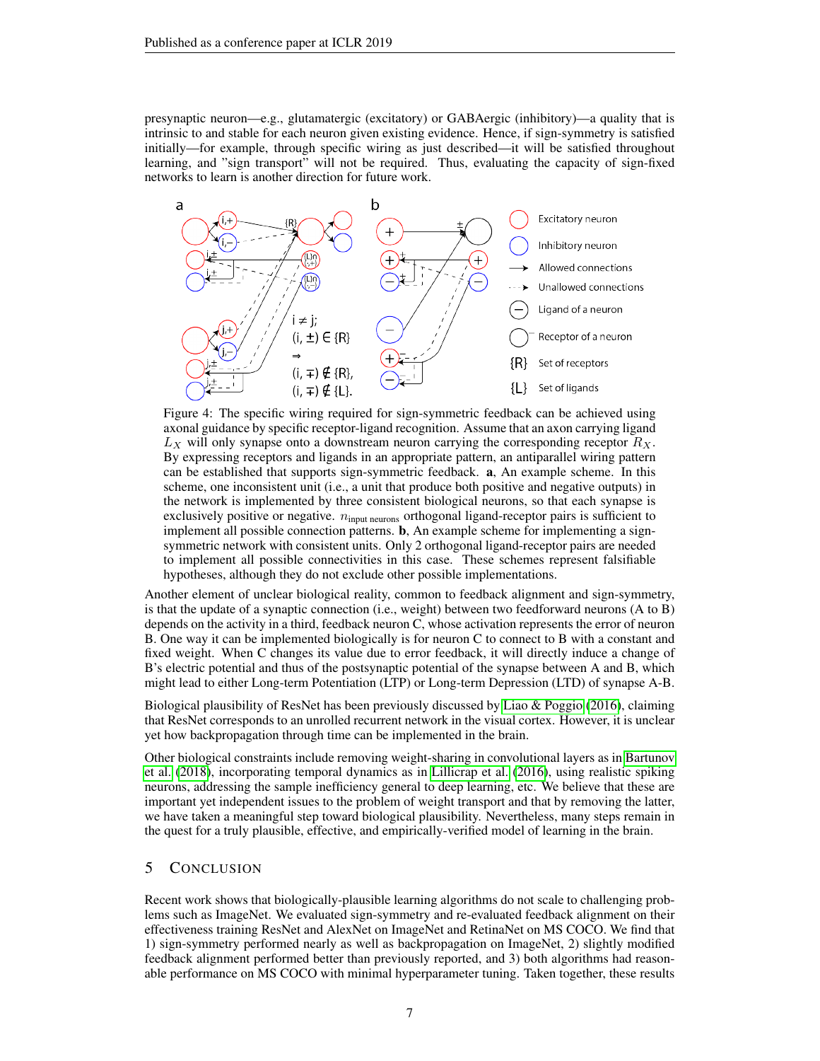presynaptic neuron—e.g., glutamatergic (excitatory) or GABAergic (inhibitory)—a quality that is intrinsic to and stable for each neuron given existing evidence. Hence, if sign-symmetry is satisfied initially—for example, through specific wiring as just described—it will be satisfied throughout learning, and "sign transport" will not be required. Thus, evaluating the capacity of sign-fixed networks to learn is another direction for future work.

Figure 4: The specific wiring required for sign-symmetric feedback can be achieved using axonal guidance by specific receptor-ligand recognition. Assume that an axon carrying ligand $L_X$ will only synapse onto a downstream neuron carrying the corresponding receptor $R_X$. By expressing receptors and ligands in an appropriate pattern, an antiparallel wiring pattern can be established that supports sign-symmetric feedback. **a**, An example scheme. In this scheme, one inconsistent unit (i.e., a unit that produce both positive and negative outputs) in the network is implemented by three consistent biological neurons, so that each synapse is exclusively positive or negative. $n_{\text{input neurons}}$ orthogonal ligand-receptor pairs is sufficient to implement all possible connection patterns. **b**, An example scheme for implementing a sign-symmetric network with consistent units. Only 2 orthogonal ligand-receptor pairs are needed to implement all possible connectivities in this case. These schemes represent falsifiable hypotheses, although they do not exclude other possible implementations.

Another element of unclear biological reality, common to feedback alignment and sign-symmetry, is that the update of a synaptic connection (i.e., weight) between two feedforward neurons (A to B) depends on the activity in a third, feedback neuron C, whose activation represents the error of neuron B. One way it can be implemented biologically is for neuron C to connect to B with a constant and fixed weight. When C changes its value due to error feedback, it will directly induce a change of B's electric potential and thus of the postsynaptic potential of the synapse between A and B, which might lead to either Long-term Potentiation (LTP) or Long-term Depression (LTD) of synapse A-B.

Biological plausibility of ResNet has been previously discussed by Liao & Poggio (2016), claiming that ResNet corresponds to an unrolled recurrent network in the visual cortex. However, it is unclear yet how backpropagation through time can be implemented in the brain.

Other biological constraints include removing weight-sharing in convolutional layers as in Bartunov et al. (2018), incorporating temporal dynamics as in Lillicrap et al. (2016), using realistic spiking neurons, addressing the sample inefficiency general to deep learning, etc. We believe that these are important yet independent issues to the problem of weight transport and that by removing the latter, we have taken a meaningful step toward biological plausibility. Nevertheless, many steps remain in the quest for a truly plausible, effective, and empirically-verified model of learning in the brain.

## 5 Conclusion

Recent work shows that biologically-plausible learning algorithms do not scale to challenging problems such as ImageNet. We evaluated sign-symmetry and re-evaluated feedback alignment on their effectiveness training ResNet and AlexNet on ImageNet and RetinaNet on MS COCO. We find that 1) sign-symmetry performed nearly as well as backpropagation on ImageNet, 2) slightly modified feedback alignment performed better than previously reported, and 3) both algorithms had reasonable performance on MS COCO with minimal hyperparameter tuning. Taken together, these results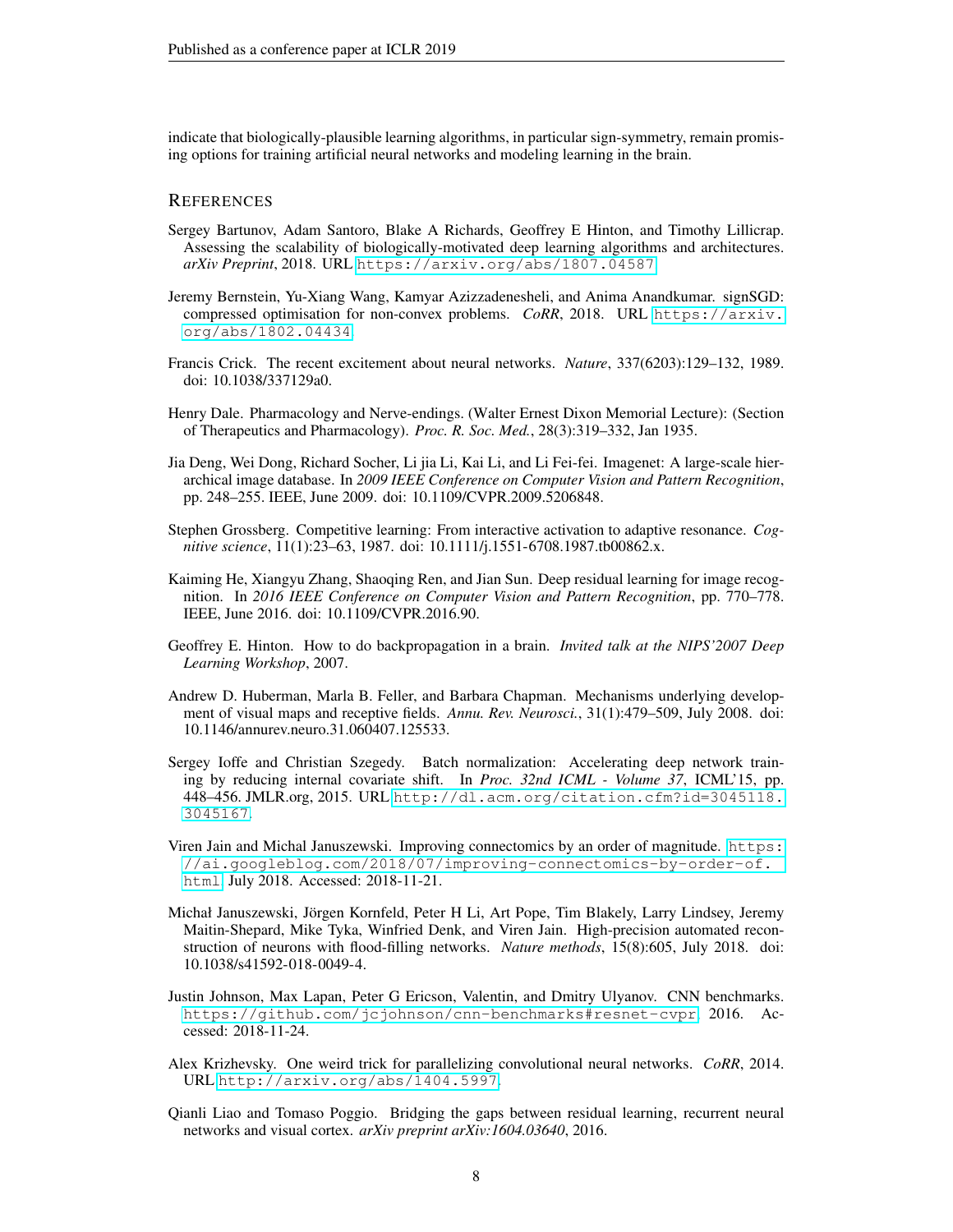indicate that biologically-plausible learning algorithms, in particular sign-symmetry, remain promising options for training artificial neural networks and modeling learning in the brain.

## References

Sergey Bartunov, Adam Santoro, Blake A Richards, Geoffrey E Hinton, and Timothy Lillicrap. Assessing the scalability of biologically-motivated deep learning algorithms and architectures. *arXiv Preprint*, 2018. URL https://arxiv.org/abs/1807.04587.

Jeremy Bernstein, Yu-Xiang Wang, Kamyar Azizzadenesheli, and Anima Anandkumar. signSGD: compressed optimisation for non-convex problems. *CoRR*, 2018. URL https://arxiv.org/abs/1802.04434.

Francis Crick. The recent excitement about neural networks. *Nature*, 337(6203):129–132, 1989. doi: 10.1038/337129a0.

Henry Dale. Pharmacology and Nerve-endings. (Walter Ernest Dixon Memorial Lecture): (Section of Therapeutics and Pharmacology). *Proc. R. Soc. Med.*, 28(3):319–332, Jan 1935.

Jia Deng, Wei Dong, Richard Socher, Li jia Li, Kai Li, and Li Fei-fei. Imagenet: A large-scale hierarchical image database. In *2009 IEEE Conference on Computer Vision and Pattern Recognition*, pp. 248–255. IEEE, June 2009. doi: 10.1109/CVPR.2009.5206848.

Stephen Grossberg. Competitive learning: From interactive activation to adaptive resonance. *Cognitive science*, 11(1):23–63, 1987. doi: 10.1111/j.1551-6708.1987.tb00862.x.

Kaiming He, Xiangyu Zhang, Shaoqing Ren, and Jian Sun. Deep residual learning for image recognition. In *2016 IEEE Conference on Computer Vision and Pattern Recognition*, pp. 770–778. IEEE, June 2016. doi: 10.1109/CVPR.2016.90.

Geoffrey E. Hinton. How to do backpropagation in a brain. *Invited talk at the NIPS'2007 Deep Learning Workshop*, 2007.

Andrew D. Huberman, Marla B. Feller, and Barbara Chapman. Mechanisms underlying development of visual maps and receptive fields. *Annu. Rev. Neurosci.*, 31(1):479–509, July 2008. doi: 10.1146/annurev.neuro.31.060407.125533.

Sergey Ioffe and Christian Szegedy. Batch normalization: Accelerating deep network training by reducing internal covariate shift. In *Proc. 32nd ICML - Volume 37*, ICML'15, pp. 448–456. JMLR.org, 2015. URL http://dl.acm.org/citation.cfm?id=3045118.3045167.

Viren Jain and Michal Januszewski. Improving connectomics by an order of magnitude. https://ai.googleblog.com/2018/07/improving-connectomics-by-order-of.html, July 2018. Accessed: 2018-11-21.

Michał Januszewski, Jörgen Kornfeld, Peter H Li, Art Pope, Tim Blakely, Larry Lindsey, Jeremy Maitin-Shepard, Mike Tyka, Winfried Denk, and Viren Jain. High-precision automated reconstruction of neurons with flood-filling networks. *Nature methods*, 15(8):605, July 2018. doi: 10.1038/s41592-018-0049-4.

Justin Johnson, Max Lapan, Peter G Ericson, Valentin, and Dmitry Ulyanov. CNN benchmarks. https://github.com/jcjohnson/cnn-benchmarks#resnet-cvpr, 2016. Accessed: 2018-11-24.

Alex Krizhevsky. One weird trick for parallelizing convolutional neural networks. *CoRR*, 2014. URL http://arxiv.org/abs/1404.5997.

Qianli Liao and Tomaso Poggio. Bridging the gaps between residual learning, recurrent neural networks and visual cortex. *arXiv preprint arXiv:1604.03640*, 2016.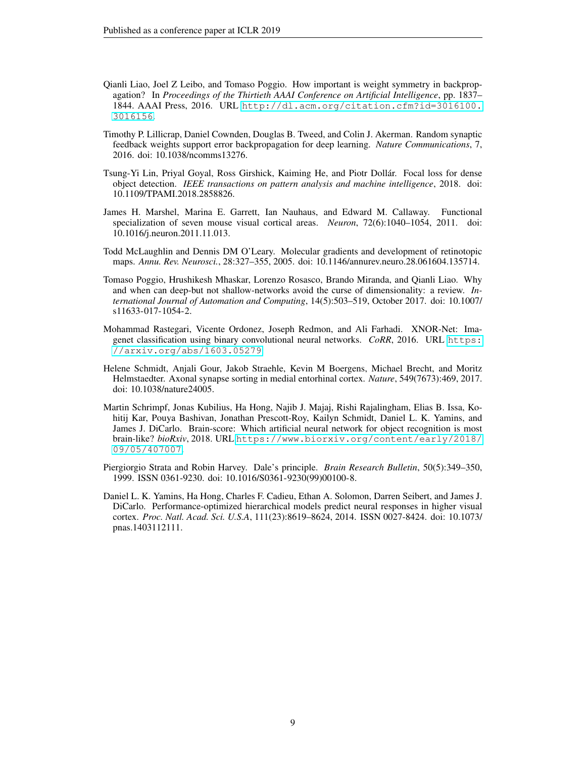Qianli Liao, Joel Z Leibo, and Tomaso Poggio. How important is weight symmetry in backpropagation? In *Proceedings of the Thirtieth AAAI Conference on Artificial Intelligence*, pp. 1837–1844. AAAI Press, 2016. URL http://dl.acm.org/citation.cfm?id=3016100.3016156.

Timothy P. Lillicrap, Daniel Cownden, Douglas B. Tweed, and Colin J. Akerman. Random synaptic feedback weights support error backpropagation for deep learning. *Nature Communications*, 7, 2016. doi: 10.1038/ncomms13276.

Tsung-Yi Lin, Priyal Goyal, Ross Girshick, Kaiming He, and Piotr Dollár. Focal loss for dense object detection. *IEEE transactions on pattern analysis and machine intelligence*, 2018. doi: 10.1109/TPAMI.2018.2858826.

James H. Marshel, Marina E. Garrett, Ian Nauhaus, and Edward M. Callaway. Functional specialization of seven mouse visual cortical areas. *Neuron*, 72(6):1040–1054, 2011. doi: 10.1016/j.neuron.2011.11.013.

Todd McLaughlin and Dennis DM O'Leary. Molecular gradients and development of retinotopic maps. *Annu. Rev. Neurosci.*, 28:327–355, 2005. doi: 10.1146/annurev.neuro.28.061604.135714.

Tomaso Poggio, Hrushikesh Mhaskar, Lorenzo Rosasco, Brando Miranda, and Qianli Liao. Why and when can deep-but not shallow-networks avoid the curse of dimensionality: a review. *International Journal of Automation and Computing*, 14(5):503–519, October 2017. doi: 10.1007/s11633-017-1054-2.

Mohammad Rastegari, Vicente Ordonez, Joseph Redmon, and Ali Farhadi. XNOR-Net: Imagenet classification using binary convolutional neural networks. *CoRR*, 2016. URL https://arxiv.org/abs/1603.05279.

Helene Schmidt, Anjali Gour, Jakob Straehle, Kevin M Boergens, Michael Brecht, and Moritz Helmstaedter. Axonal synapse sorting in medial entorhinal cortex. *Nature*, 549(7673):469, 2017. doi: 10.1038/nature24005.

Martin Schrimpf, Jonas Kubilius, Ha Hong, Najib J. Majaj, Rishi Rajalingham, Elias B. Issa, Kohitij Kar, Pouya Bashivan, Jonathan Prescott-Roy, Kailyn Schmidt, Daniel L. K. Yamins, and James J. DiCarlo. Brain-score: Which artificial neural network for object recognition is most brain-like? *bioRxiv*, 2018. URL https://www.biorxiv.org/content/early/2018/09/05/407007.

Piergiorgio Strata and Robin Harvey. Dale's principle. *Brain Research Bulletin*, 50(5):349–350, 1999. ISSN 0361-9230. doi: 10.1016/S0361-9230(99)00100-8.

Daniel L. K. Yamins, Ha Hong, Charles F. Cadieu, Ethan A. Solomon, Darren Seibert, and James J. DiCarlo. Performance-optimized hierarchical models predict neural responses in higher visual cortex. *Proc. Natl. Acad. Sci. U.S.A*, 111(23):8619–8624, 2014. ISSN 0027-8424. doi: 10.1073/pnas.1403112111.